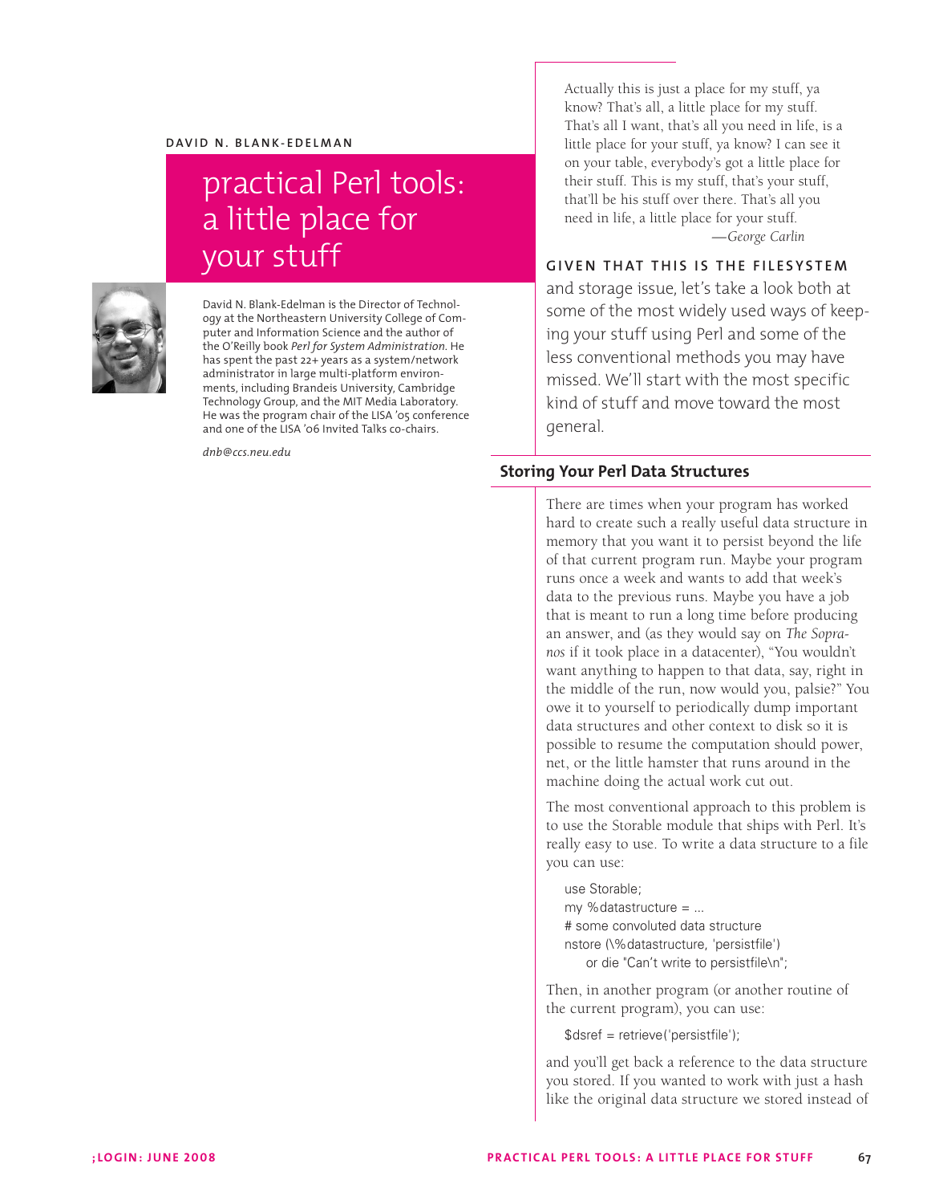DAVID N. BLANK-EDELMAN

# practical Perl tools: a little place for your stuff

David N. Blank-Edelman is the Director of Technology at the Northeastern University College of Computer and Information Science and the author of the O'Reilly book *Perl for System Administration*. He has spent the past 22+ years as a system/network administrator in large multi-platform environments, including Brandeis University, Cambridge Technology Group, and the MIT Media Laboratory. He was the program chair of the LISA '05 conference and one of the LISA '06 Invited Talks co-chairs.

*dnb@ccs.neu.edu*

> Actually this is just a place for my stuff, ya know? That's all, a little place for my stuff. That's all I want, that's all you need in life, is a little place for your stuff, ya know? I can see it on your table, everybody's got a little place for their stuff. This is my stuff, that's your stuff, that'll be his stuff over there. That's all you need in life, a little place for your stuff.
>
> —*George Carlin*

GIVEN THAT THIS IS THE FILESYSTEM and storage issue, let's take a look both at some of the most widely used ways of keeping your stuff using Perl and some of the less conventional methods you may have missed. We'll start with the most specific kind of stuff and move toward the most general.

## Storing Your Perl Data Structures

There are times when your program has worked hard to create such a really useful data structure in memory that you want it to persist beyond the life of that current program run. Maybe your program runs once a week and wants to add that week's data to the previous runs. Maybe you have a job that is meant to run a long time before producing an answer, and (as they would say on *The Sopranos* if it took place in a datacenter), "You wouldn't want anything to happen to that data, say, right in the middle of the run, now would you, palsie?" You owe it to yourself to periodically dump important data structures and other context to disk so it is possible to resume the computation should power, net, or the little hamster that runs around in the machine doing the actual work cut out.

The most conventional approach to this problem is to use the Storable module that ships with Perl. It's really easy to use. To write a data structure to a file you can use:

```
use Storable;
my %datastructure = ...
# some convoluted data structure
nstore (\%datastructure, 'persistfile')
    or die "Can't write to persistfile\n";
```

Then, in another program (or another routine of the current program), you can use:

```
$dsref = retrieve('persistfile');
```

and you'll get back a reference to the data structure you stored. If you wanted to work with just a hash like the original data structure we stored instead of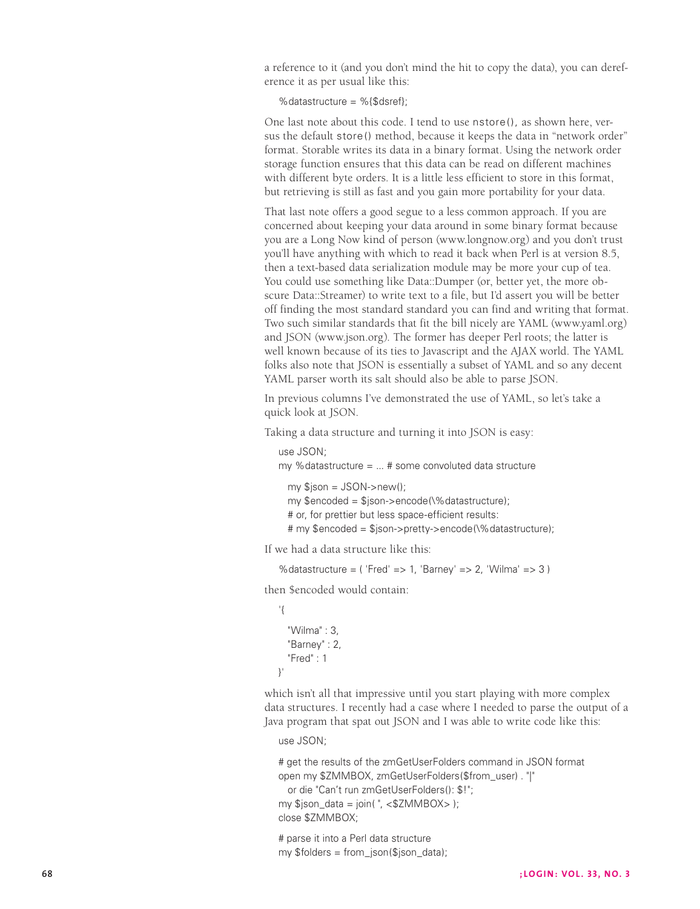a reference to it (and you don't mind the hit to copy the data), you can dereference it as per usual like this:

```
%datastructure = %{$dsref};
```

One last note about this code. I tend to use `nstore()`, as shown here, versus the default `store()` method, because it keeps the data in "network order" format. Storable writes its data in a binary format. Using the network order storage function ensures that this data can be read on different machines with different byte orders. It is a little less efficient to store in this format, but retrieving is still as fast and you gain more portability for your data.

That last note offers a good segue to a less common approach. If you are concerned about keeping your data around in some binary format because you are a Long Now kind of person (www.longnow.org) and you don't trust you'll have anything with which to read it back when Perl is at version 8.5, then a text-based data serialization module may be more your cup of tea. You could use something like Data::Dumper (or, better yet, the more obscure Data::Streamer) to write text to a file, but I'd assert you will be better off finding the most standard standard you can find and writing that format. Two such similar standards that fit the bill nicely are YAML (www.yaml.org) and JSON (www.json.org). The former has deeper Perl roots; the latter is well known because of its ties to Javascript and the AJAX world. The YAML folks also note that JSON is essentially a subset of YAML and so any decent YAML parser worth its salt should also be able to parse JSON.

In previous columns I've demonstrated the use of YAML, so let's take a quick look at JSON.

Taking a data structure and turning it into JSON is easy:

```
use JSON;
my %datastructure = ... # some convoluted data structure

   my $json = JSON->new();
   my $encoded = $json->encode(\%datastructure);
   # or, for prettier but less space-efficient results:
   # my $encoded = $json->pretty->encode(\%datastructure);
```

If we had a data structure like this:

```
%datastructure = ( 'Fred' => 1, 'Barney' => 2, 'Wilma' => 3 )
```

then $encoded would contain:

```
'{
   "Wilma" : 3,
   "Barney" : 2,
   "Fred" : 1
}'
```

which isn't all that impressive until you start playing with more complex data structures. I recently had a case where I needed to parse the output of a Java program that spat out JSON and I was able to write code like this:

```
use JSON;

# get the results of the zmGetUserFolders command in JSON format
open my $ZMMBOX, zmGetUserFolders($from_user) . "|"
   or die "Can't run zmGetUserFolders(): $!";
my $json_data = join( '', <$ZMMBOX> );
close $ZMMBOX;

# parse it into a Perl data structure
my $folders = from_json($json_data);
```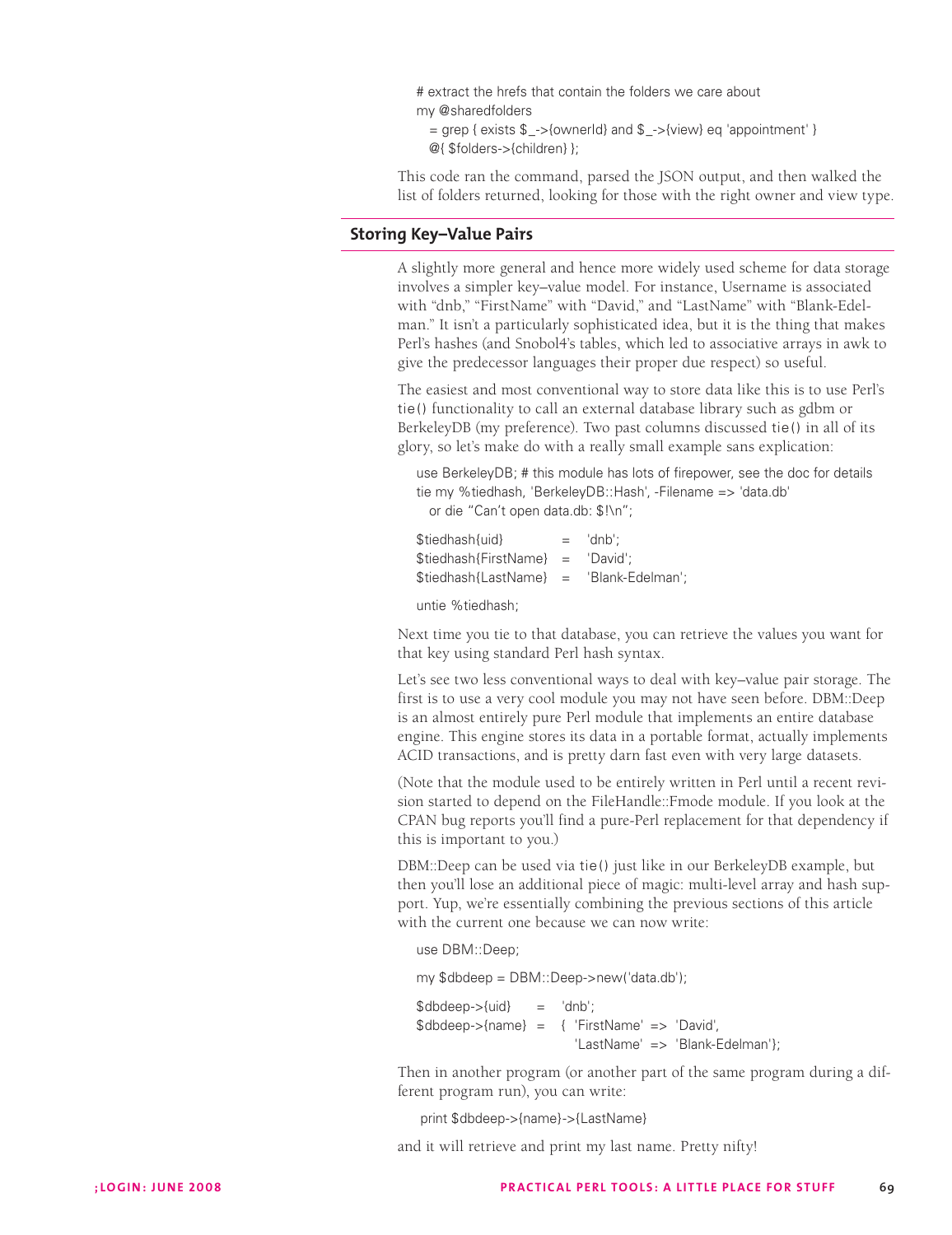```
# extract the hrefs that contain the folders we care about
my @sharedfolders
  = grep { exists $_->{ownerId} and $_->{view} eq 'appointment' }
  @{ $folders->{children} };
```

This code ran the command, parsed the JSON output, and then walked the list of folders returned, looking for those with the right owner and view type.

## Storing Key–Value Pairs

A slightly more general and hence more widely used scheme for data storage involves a simpler key–value model. For instance, Username is associated with "dnb," "FirstName" with "David," and "LastName" with "Blank-Edelman." It isn't a particularly sophisticated idea, but it is the thing that makes Perl's hashes (and Snobol4's tables, which led to associative arrays in awk to give the predecessor languages their proper due respect) so useful.

The easiest and most conventional way to store data like this is to use Perl's `tie()` functionality to call an external database library such as gdbm or BerkeleyDB (my preference). Two past columns discussed `tie()` in all of its glory, so let's make do with a really small example sans explication:

```
use BerkeleyDB; # this module has lots of firepower, see the doc for details
tie my %tiedhash, 'BerkeleyDB::Hash', -Filename => 'data.db'
  or die "Can't open data.db: $!\n";

$tiedhash{uid}        =  'dnb';
$tiedhash{FirstName}  =  'David';
$tiedhash{LastName}   =  'Blank-Edelman';

untie %tiedhash;
```

Next time you tie to that database, you can retrieve the values you want for that key using standard Perl hash syntax.

Let's see two less conventional ways to deal with key–value pair storage. The first is to use a very cool module you may not have seen before. DBM::Deep is an almost entirely pure Perl module that implements an entire database engine. This engine stores its data in a portable format, actually implements ACID transactions, and is pretty darn fast even with very large datasets.

(Note that the module used to be entirely written in Perl until a recent revision started to depend on the FileHandle::Fmode module. If you look at the CPAN bug reports you'll find a pure-Perl replacement for that dependency if this is important to you.)

DBM::Deep can be used via `tie()` just like in our BerkeleyDB example, but then you'll lose an additional piece of magic: multi-level array and hash support. Yup, we're essentially combining the previous sections of this article with the current one because we can now write:

```
use DBM::Deep;

my $dbdeep = DBM::Deep->new('data.db');

$dbdeep->{uid}    =  'dnb';
$dbdeep->{name}   =  { 'FirstName'  =>  'David',
                       'LastName'   =>  'Blank-Edelman'};
```

Then in another program (or another part of the same program during a different program run), you can write:

```
print $dbdeep->{name}->{LastName}
```

and it will retrieve and print my last name. Pretty nifty!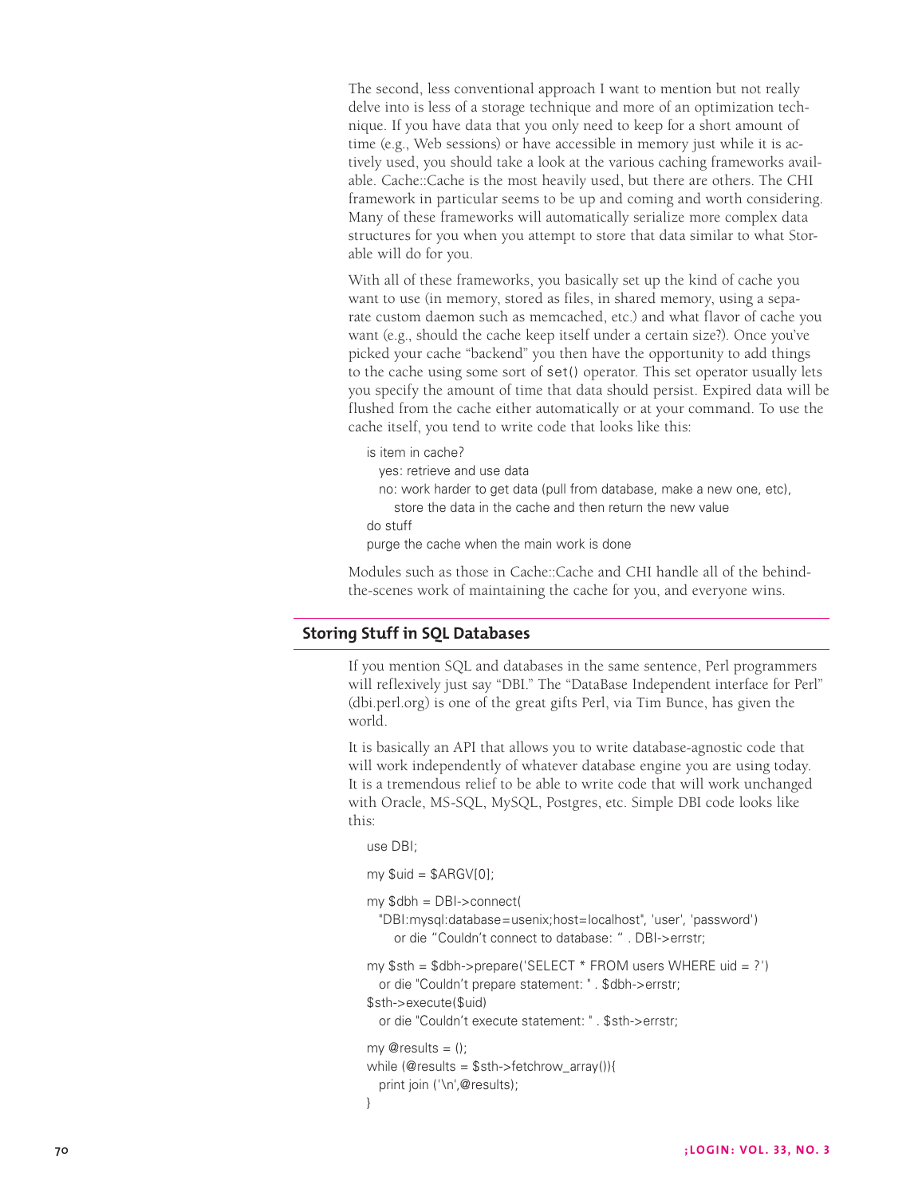The second, less conventional approach I want to mention but not really delve into is less of a storage technique and more of an optimization technique. If you have data that you only need to keep for a short amount of time (e.g., Web sessions) or have accessible in memory just while it is actively used, you should take a look at the various caching frameworks available. Cache::Cache is the most heavily used, but there are others. The CHI framework in particular seems to be up and coming and worth considering. Many of these frameworks will automatically serialize more complex data structures for you when you attempt to store that data similar to what Storable will do for you.

With all of these frameworks, you basically set up the kind of cache you want to use (in memory, stored as files, in shared memory, using a separate custom daemon such as memcached, etc.) and what flavor of cache you want (e.g., should the cache keep itself under a certain size?). Once you've picked your cache "backend" you then have the opportunity to add things to the cache using some sort of `set()` operator. This set operator usually lets you specify the amount of time that data should persist. Expired data will be flushed from the cache either automatically or at your command. To use the cache itself, you tend to write code that looks like this:

```
is item in cache?
  yes: retrieve and use data
  no: work harder to get data (pull from database, make a new one, etc),
     store the data in the cache and then return the new value
do stuff
purge the cache when the main work is done
```

Modules such as those in Cache::Cache and CHI handle all of the behind-the-scenes work of maintaining the cache for you, and everyone wins.

## Storing Stuff in SQL Databases

If you mention SQL and databases in the same sentence, Perl programmers will reflexively just say "DBI." The "DataBase Independent interface for Perl" (dbi.perl.org) is one of the great gifts Perl, via Tim Bunce, has given the world.

It is basically an API that allows you to write database-agnostic code that will work independently of whatever database engine you are using today. It is a tremendous relief to be able to write code that will work unchanged with Oracle, MS-SQL, MySQL, Postgres, etc. Simple DBI code looks like this:

```
use DBI;

my $uid = $ARGV[0];

my $dbh = DBI->connect(
  "DBI:mysql:database=usenix;host=localhost", 'user', 'password')
     or die "Couldn't connect to database: " . DBI->errstr;

my $sth = $dbh->prepare('SELECT * FROM users WHERE uid = ?')
  or die "Couldn't prepare statement: " . $dbh->errstr;
$sth->execute($uid)
  or die "Couldn't execute statement: " . $sth->errstr;

my @results = ();
while (@results = $sth->fetchrow_array()){
  print join ('\n',@results);
}
```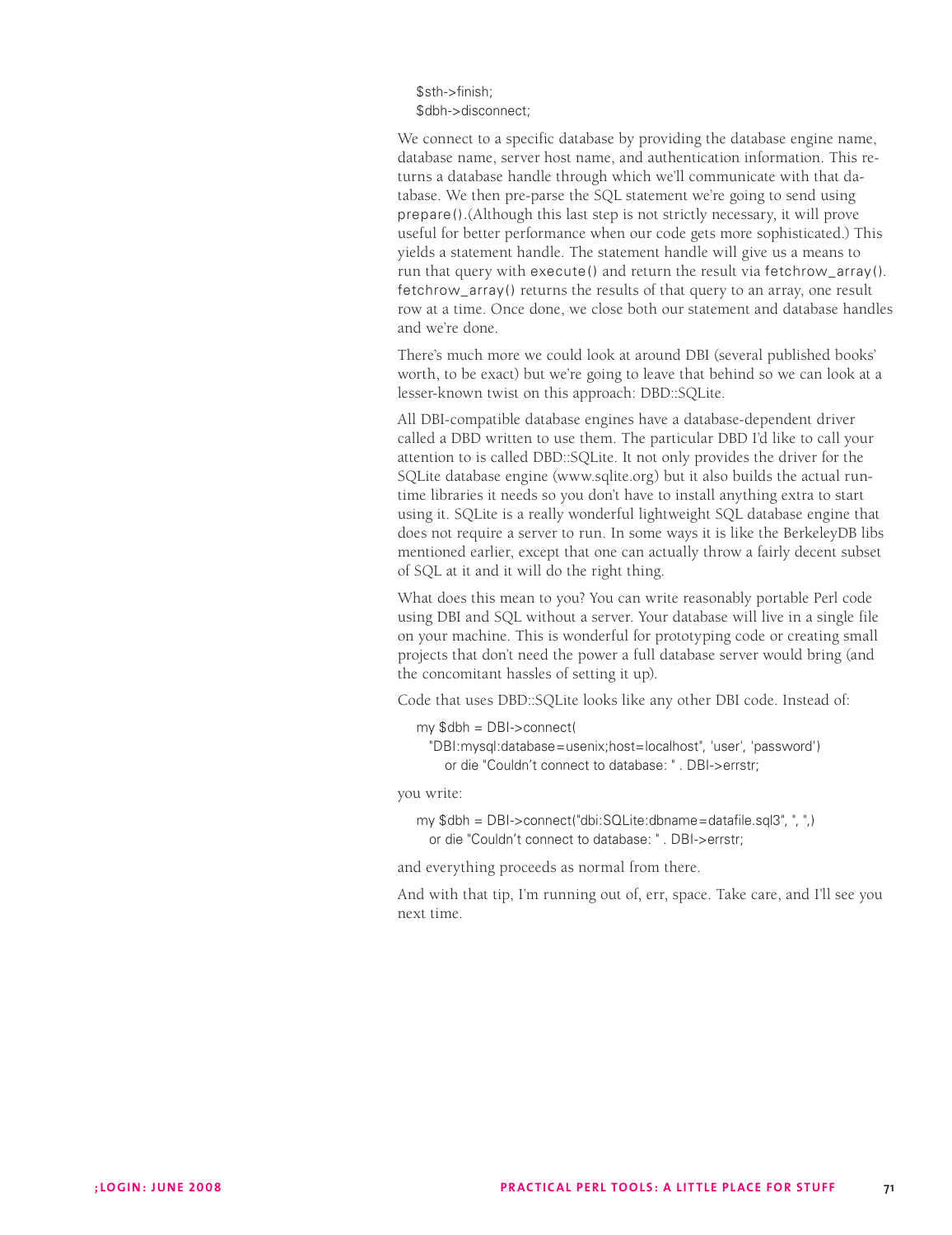```
$sth->finish;
$dbh->disconnect;
```

We connect to a specific database by providing the database engine name, database name, server host name, and authentication information. This returns a database handle through which we'll communicate with that database. We then pre-parse the SQL statement we're going to send using `prepare()`.(Although this last step is not strictly necessary, it will prove useful for better performance when our code gets more sophisticated.) This yields a statement handle. The statement handle will give us a means to run that query with `execute()` and return the result via `fetchrow_array()`. `fetchrow_array()` returns the results of that query to an array, one result row at a time. Once done, we close both our statement and database handles and we're done.

There's much more we could look at around DBI (several published books' worth, to be exact) but we're going to leave that behind so we can look at a lesser-known twist on this approach: DBD::SQLite.

All DBI-compatible database engines have a database-dependent driver called a DBD written to use them. The particular DBD I'd like to call your attention to is called DBD::SQLite. It not only provides the driver for the SQLite database engine (www.sqlite.org) but it also builds the actual run-time libraries it needs so you don't have to install anything extra to start using it. SQLite is a really wonderful lightweight SQL database engine that does not require a server to run. In some ways it is like the BerkeleyDB libs mentioned earlier, except that one can actually throw a fairly decent subset of SQL at it and it will do the right thing.

What does this mean to you? You can write reasonably portable Perl code using DBI and SQL without a server. Your database will live in a single file on your machine. This is wonderful for prototyping code or creating small projects that don't need the power a full database server would bring (and the concomitant hassles of setting it up).

Code that uses DBD::SQLite looks like any other DBI code. Instead of:

```
my $dbh = DBI->connect(
  "DBI:mysql:database=usenix;host=localhost", 'user', 'password')
     or die "Couldn't connect to database: " . DBI->errstr;
```

you write:

```
my $dbh = DBI->connect("dbi:SQLite:dbname=datafile.sql3", '', '',)
  or die "Couldn't connect to database: " . DBI->errstr;
```

and everything proceeds as normal from there.

And with that tip, I'm running out of, err, space. Take care, and I'll see you next time.